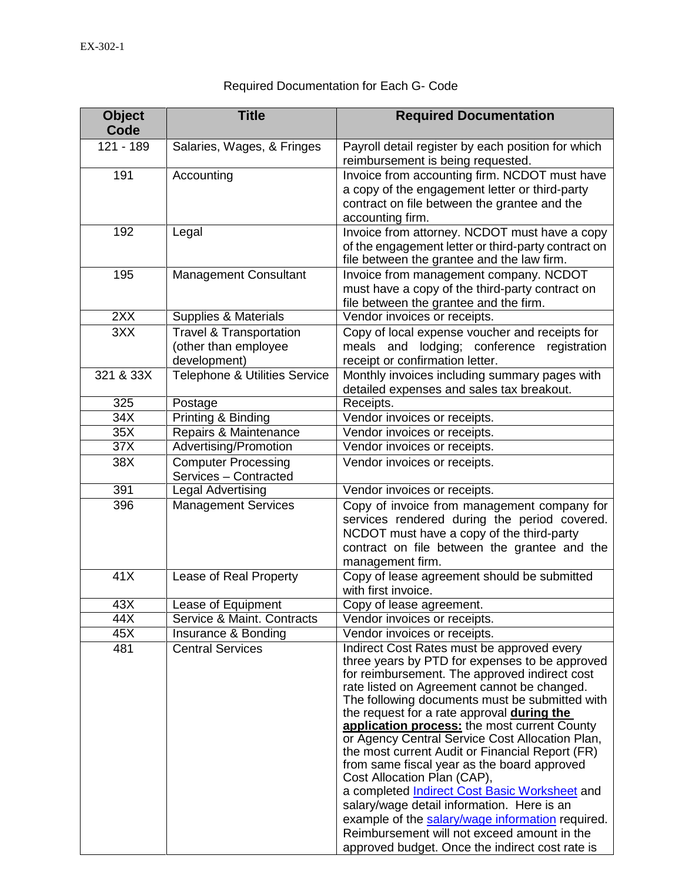EX-302-1

Required Documentation for Each G- Code

| Object Code | Title | Required Documentation |
|---|---|---|
| 121 - 189 | Salaries, Wages, & Fringes | Payroll detail register by each position for which reimbursement is being requested. |
| 191 | Accounting | Invoice from accounting firm. NCDOT must have a copy of the engagement letter or third-party contract on file between the grantee and the accounting firm. |
| 192 | Legal | Invoice from attorney. NCDOT must have a copy of the engagement letter or third-party contract on file between the grantee and the law firm. |
| 195 | Management Consultant | Invoice from management company. NCDOT must have a copy of the third-party contract on file between the grantee and the firm. |
| 2XX | Supplies & Materials | Vendor invoices or receipts. |
| 3XX | Travel & Transportation (other than employee development) | Copy of local expense voucher and receipts for meals and lodging; conference registration receipt or confirmation letter. |
| 321 & 33X | Telephone & Utilities Service | Monthly invoices including summary pages with detailed expenses and sales tax breakout. |
| 325 | Postage | Receipts. |
| 34X | Printing & Binding | Vendor invoices or receipts. |
| 35X | Repairs & Maintenance | Vendor invoices or receipts. |
| 37X | Advertising/Promotion | Vendor invoices or receipts. |
| 38X | Computer Processing Services – Contracted | Vendor invoices or receipts. |
| 391 | Legal Advertising | Vendor invoices or receipts. |
| 396 | Management Services | Copy of invoice from management company for services rendered during the period covered. NCDOT must have a copy of the third-party contract on file between the grantee and the management firm. |
| 41X | Lease of Real Property | Copy of lease agreement should be submitted with first invoice. |
| 43X | Lease of Equipment | Copy of lease agreement. |
| 44X | Service & Maint. Contracts | Vendor invoices or receipts. |
| 45X | Insurance & Bonding | Vendor invoices or receipts. |
| 481 | Central Services | Indirect Cost Rates must be approved every three years by PTD for expenses to be approved for reimbursement. The approved indirect cost rate listed on Agreement cannot be changed. The following documents must be submitted with the request for a rate approval **during the application process:** the most current County or Agency Central Service Cost Allocation Plan, the most current Audit or Financial Report (FR) from same fiscal year as the board approved Cost Allocation Plan (CAP), a completed Indirect Cost Basic Worksheet and salary/wage detail information. Here is an example of the salary/wage information required. Reimbursement will not exceed amount in the approved budget. Once the indirect cost rate is |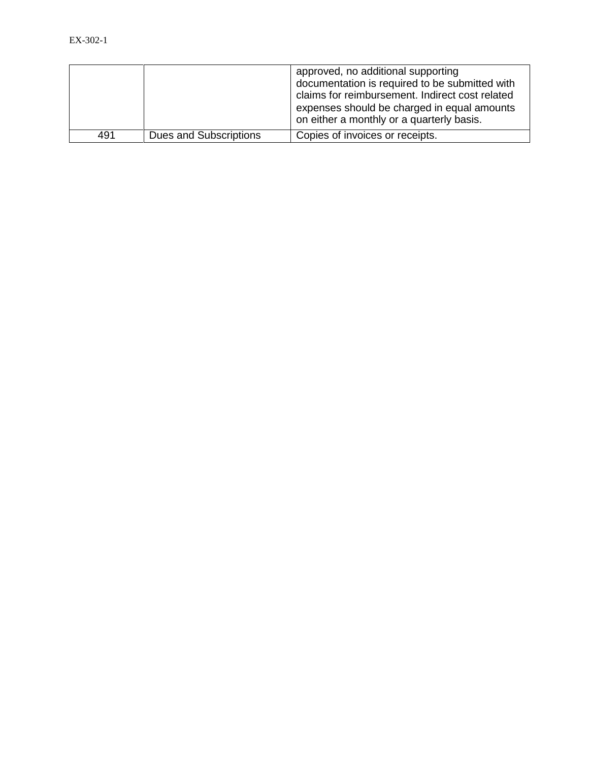| | | |
|---|---|---|
| | | approved, no additional supporting documentation is required to be submitted with claims for reimbursement. Indirect cost related expenses should be charged in equal amounts on either a monthly or a quarterly basis. |
| 491 | Dues and Subscriptions | Copies of invoices or receipts. |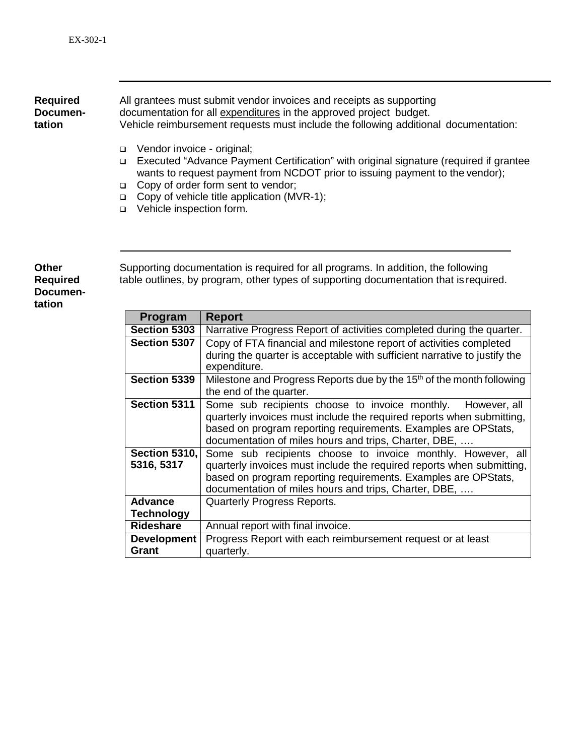**Required Documentation**

All grantees must submit vendor invoices and receipts as supporting documentation for all expenditures in the approved project budget.
Vehicle reimbursement requests must include the following additional documentation:

- Vendor invoice - original;
- Executed "Advance Payment Certification" with original signature (required if grantee wants to request payment from NCDOT prior to issuing payment to the vendor);
- Copy of order form sent to vendor;
- Copy of vehicle title application (MVR-1);
- Vehicle inspection form.

**Other Required Documentation**

Supporting documentation is required for all programs. In addition, the following table outlines, by program, other types of supporting documentation that is required.

| Program | Report |
|---|---|
| **Section 5303** | Narrative Progress Report of activities completed during the quarter. |
| **Section 5307** | Copy of FTA financial and milestone report of activities completed during the quarter is acceptable with sufficient narrative to justify the expenditure. |
| **Section 5339** | Milestone and Progress Reports due by the 15th of the month following the end of the quarter. |
| **Section 5311** | Some sub recipients choose to invoice monthly. However, all quarterly invoices must include the required reports when submitting, based on program reporting requirements. Examples are OPStats, documentation of miles hours and trips, Charter, DBE, …. |
| **Section 5310, 5316, 5317** | Some sub recipients choose to invoice monthly. However, all quarterly invoices must include the required reports when submitting, based on program reporting requirements. Examples are OPStats, documentation of miles hours and trips, Charter, DBE, …. |
| **Advance Technology** | Quarterly Progress Reports. |
| **Rideshare** | Annual report with final invoice. |
| **Development Grant** | Progress Report with each reimbursement request or at least quarterly. |